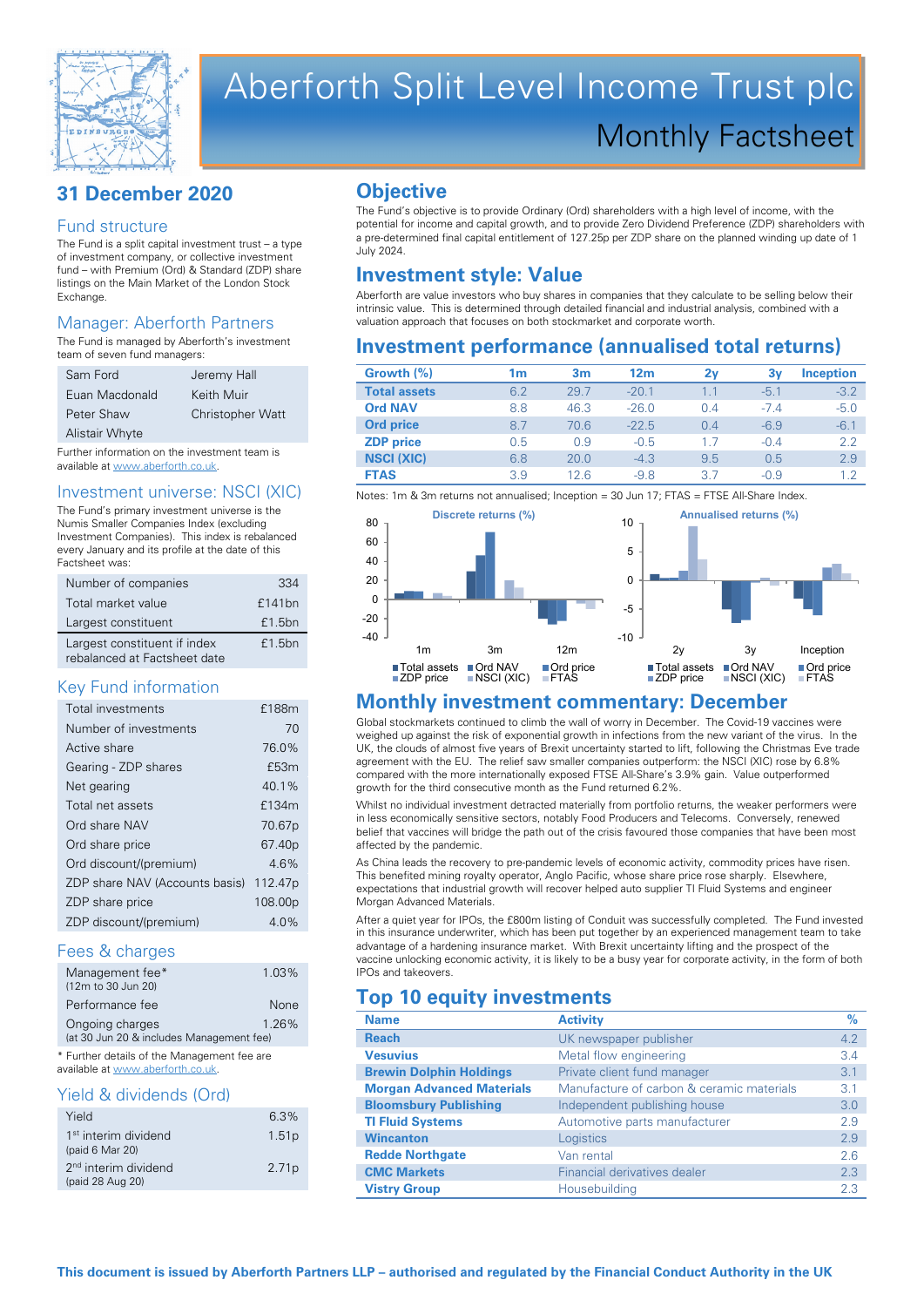# Aberforth Split Level Income Trust plc

## Monthly Factsheet

## 31 December 2020

### Fund structure

The Fund is a split capital investment trust – a type of investment company, or collective investment fund – with Premium (Ord) & Standard (ZDP) share listings on the Main Market of the London Stock Exchange.

### Manager: Aberforth Partners

The Fund is managed by Aberforth's investment team of seven fund managers:

| | |
|---|---|
| Sam Ford | Jeremy Hall |
| Euan Macdonald | Keith Muir |
| Peter Shaw | Christopher Watt |
| Alistair Whyte | |

Further information on the investment team is available at www.aberforth.co.uk.

### Investment universe: NSCI (XIC)

The Fund's primary investment universe is the Numis Smaller Companies Index (excluding Investment Companies). This index is rebalanced every January and its profile at the date of this Factsheet was:

| | |
|---|---|
| Number of companies | 334 |
| Total market value | £141bn |
| Largest constituent | £1.5bn |
| Largest constituent if index rebalanced at Factsheet date | £1.5bn |

### Key Fund information

| | |
|---|---|
| Total investments | £188m |
| Number of investments | 70 |
| Active share | 76.0% |
| Gearing - ZDP shares | £53m |
| Net gearing | 40.1% |
| Total net assets | £134m |
| Ord share NAV | 70.67p |
| Ord share price | 67.40p |
| Ord discount/(premium) | 4.6% |
| ZDP share NAV (Accounts basis) | 112.47p |
| ZDP share price | 108.00p |
| ZDP discount/(premium) | 4.0% |

### Fees & charges

| | |
|---|---|
| Management fee* (12m to 30 Jun 20) | 1.03% |
| Performance fee | None |
| Ongoing charges (at 30 Jun 20 & includes Management fee) | 1.26% |

* Further details of the Management fee are available at www.aberforth.co.uk.

### Yield & dividends (Ord)

| | |
|---|---|
| Yield | 6.3% |
| 1st interim dividend (paid 6 Mar 20) | 1.51p |
| 2nd interim dividend (paid 28 Aug 20) | 2.71p |

## Objective

The Fund's objective is to provide Ordinary (Ord) shareholders with a high level of income, with the potential for income and capital growth, and to provide Zero Dividend Preference (ZDP) shareholders with a pre-determined final capital entitlement of 127.25p per ZDP share on the planned winding up date of 1 July 2024.

## Investment style: Value

Aberforth are value investors who buy shares in companies that they calculate to be selling below their intrinsic value. This is determined through detailed financial and industrial analysis, combined with a valuation approach that focuses on both stockmarket and corporate worth.

## Investment performance (annualised total returns)

| Growth (%) | 1m | 3m | 12m | 2y | 3y | Inception |
|---|---|---|---|---|---|---|
| Total assets | 6.2 | 29.7 | -20.1 | 1.1 | -5.1 | -3.2 |
| Ord NAV | 8.8 | 46.3 | -26.0 | 0.4 | -7.4 | -5.0 |
| Ord price | 8.7 | 70.6 | -22.5 | 0.4 | -6.9 | -6.1 |
| ZDP price | 0.5 | 0.9 | -0.5 | 1.7 | -0.4 | 2.2 |
| NSCI (XIC) | 6.8 | 20.0 | -4.3 | 9.5 | 0.5 | 2.9 |
| FTAS | 3.9 | 12.6 | -9.8 | 3.7 | -0.9 | 1.2 |

Notes: 1m & 3m returns not annualised; Inception = 30 Jun 17; FTAS = FTSE All-Share Index.

Discrete returns (%) — 1m, 3m, 12m; Annualised returns (%) — 2y, 3y, Inception. Legend: Total assets, Ord NAV, Ord price, ZDP price, NSCI (XIC), FTAS.

## Monthly investment commentary: December

Global stockmarkets continued to climb the wall of worry in December. The Covid-19 vaccines were weighed up against the risk of exponential growth in infections from the new variant of the virus. In the UK, the clouds of almost five years of Brexit uncertainty started to lift, following the Christmas Eve trade agreement with the EU. The relief saw smaller companies outperform: the NSCI (XIC) rose by 6.8% compared with the more internationally exposed FTSE All-Share's 3.9% gain. Value outperformed growth for the third consecutive month as the Fund returned 6.2%.

Whilst no individual investment detracted materially from portfolio returns, the weaker performers were in less economically sensitive sectors, notably Food Producers and Telecoms. Conversely, renewed belief that vaccines will bridge the path out of the crisis favoured those companies that have been most affected by the pandemic.

As China leads the recovery to pre-pandemic levels of economic activity, commodity prices have risen. This benefited mining royalty operator, Anglo Pacific, whose share price rose sharply. Elsewhere, expectations that industrial growth will recover helped auto supplier TI Fluid Systems and engineer Morgan Advanced Materials.

After a quiet year for IPOs, the £800m listing of Conduit was successfully completed. The Fund invested in this insurance underwriter, which has been put together by an experienced management team to take advantage of a hardening insurance market. With Brexit uncertainty lifting and the prospect of the vaccine unlocking economic activity, it is likely to be a busy year for corporate activity, in the form of both IPOs and takeovers.

## Top 10 equity investments

| Name | Activity | % |
|---|---|---|
| Reach | UK newspaper publisher | 4.2 |
| Vesuvius | Metal flow engineering | 3.4 |
| Brewin Dolphin Holdings | Private client fund manager | 3.1 |
| Morgan Advanced Materials | Manufacture of carbon & ceramic materials | 3.1 |
| Bloomsbury Publishing | Independent publishing house | 3.0 |
| TI Fluid Systems | Automotive parts manufacturer | 2.9 |
| Wincanton | Logistics | 2.9 |
| Redde Northgate | Van rental | 2.6 |
| CMC Markets | Financial derivatives dealer | 2.3 |
| Vistry Group | Housebuilding | 2.3 |

**This document is issued by Aberforth Partners LLP – authorised and regulated by the Financial Conduct Authority in the UK**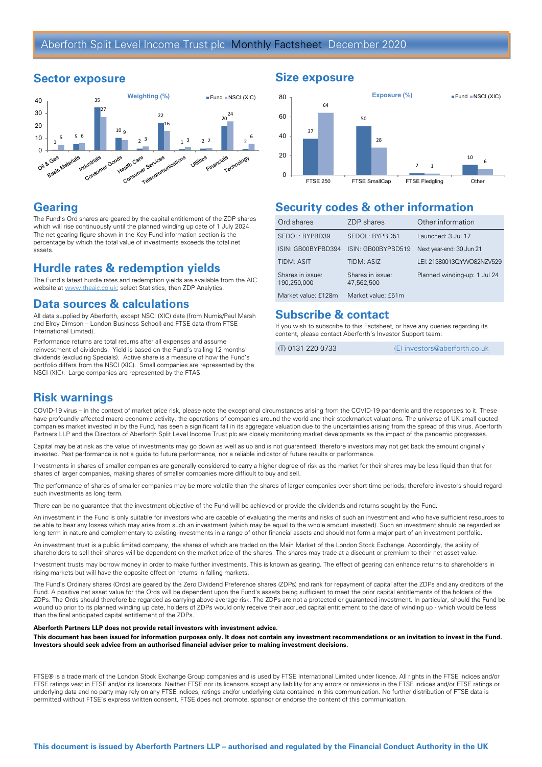Aberforth Split Level Income Trust plc Monthly Factsheet December 2020

## Sector exposure

Weighting (%)

Fund NSCI (XIC)

40
30
20
10
0

1 5
5 6
35 27
10 9
2 3
22 16
1 3
2 2
20 24
2 6

Oil & Gas
Basic Materials
Industrials
Consumer Goods
Health Care
Consumer Services
Telecommunications
Utilities
Financials
Technology

## Size exposure

Exposure (%)

Fund NSCI (XIC)

80
60
40
20
0

37 64
50 28
2 1
10 6

FTSE 250
FTSE SmallCap
FTSE Fledgling
Other

## Gearing

The Fund's Ord shares are geared by the capital entitlement of the ZDP shares which will rise continuously until the planned winding up date of 1 July 2024. The net gearing figure shown in the Key Fund information section is the percentage by which the total value of investments exceeds the total net assets.

## Hurdle rates & redemption yields

The Fund's latest hurdle rates and redemption yields are available from the AIC website at www.theaic.co.uk; select Statistics, then ZDP Analytics.

## Data sources & calculations

All data supplied by Aberforth, except NSCI (XIC) data (from Numis/Paul Marsh and Elroy Dimson – London Business School) and FTSE data (from FTSE International Limited).

Performance returns are total returns after all expenses and assume reinvestment of dividends. Yield is based on the Fund's trailing 12 months' dividends (excluding Specials). Active share is a measure of how the Fund's portfolio differs from the NSCI (XIC). Small companies are represented by the NSCI (XIC). Large companies are represented by the FTAS.

## Security codes & other information

| Ord shares | ZDP shares | Other information |
|---|---|---|
| SEDOL: BYPBD39 | SEDOL: BYPBD51 | Launched: 3 Jul 17 |
| ISIN: GB00BYPBD394 | ISIN: GB00BYPBD519 | Next year-end: 30 Jun 21 |
| TIDM: ASIT | TIDM: ASIZ | LEI: 21380013QYWO82NZV529 |
| Shares in issue: 190,250,000 | Shares in issue: 47,562,500 | Planned winding-up: 1 Jul 24 |
| Market value: £128m | Market value: £51m | |

## Subscribe & contact

If you wish to subscribe to this Factsheet, or have any queries regarding its content, please contact Aberforth's Investor Support team:

(T) 0131 220 0733 (E) investors@aberforth.co.uk

## Risk warnings

COVID-19 virus – in the context of market price risk, please note the exceptional circumstances arising from the COVID-19 pandemic and the responses to it. These have profoundly affected macro-economic activity, the operations of companies around the world and their stockmarket valuations. The universe of UK small quoted companies market invested in by the Fund, has seen a significant fall in its aggregate valuation due to the uncertainties arising from the spread of this virus. Aberforth Partners LLP and the Directors of Aberforth Split Level Income Trust plc are closely monitoring market developments as the impact of the pandemic progresses.

Capital may be at risk as the value of investments may go down as well as up and is not guaranteed; therefore investors may not get back the amount originally invested. Past performance is not a guide to future performance, nor a reliable indicator of future results or performance.

Investments in shares of smaller companies are generally considered to carry a higher degree of risk as the market for their shares may be less liquid than that for shares of larger companies, making shares of smaller companies more difficult to buy and sell.

The performance of shares of smaller companies may be more volatile than the shares of larger companies over short time periods; therefore investors should regard such investments as long term.

There can be no guarantee that the investment objective of the Fund will be achieved or provide the dividends and returns sought by the Fund.

An investment in the Fund is only suitable for investors who are capable of evaluating the merits and risks of such an investment and who have sufficient resources to be able to bear any losses which may arise from such an investment (which may be equal to the whole amount invested). Such an investment should be regarded as long term in nature and complementary to existing investments in a range of other financial assets and should not form a major part of an investment portfolio.

An investment trust is a public limited company, the shares of which are traded on the Main Market of the London Stock Exchange. Accordingly, the ability of shareholders to sell their shares will be dependent on the market price of the shares. The shares may trade at a discount or premium to their net asset value.

Investment trusts may borrow money in order to make further investments. This is known as gearing. The effect of gearing can enhance returns to shareholders in rising markets but will have the opposite effect on returns in falling markets.

The Fund's Ordinary shares (Ords) are geared by the Zero Dividend Preference shares (ZDPs) and rank for repayment of capital after the ZDPs and any creditors of the Fund. A positive net asset value for the Ords will be dependent upon the Fund's assets being sufficient to meet the prior capital entitlements of the holders of the ZDPs. The Ords should therefore be regarded as carrying above average risk. The ZDPs are not a protected or guaranteed investment. In particular, should the Fund be wound up prior to its planned winding up date, holders of ZDPs would only receive their accrued capital entitlement to the date of winding up - which would be less than the final anticipated capital entitlement of the ZDPs.

**Aberforth Partners LLP does not provide retail investors with investment advice.**

**This document has been issued for information purposes only. It does not contain any investment recommendations or an invitation to invest in the Fund. Investors should seek advice from an authorised financial adviser prior to making investment decisions.**

FTSE® is a trade mark of the London Stock Exchange Group companies and is used by FTSE International Limited under licence. All rights in the FTSE indices and/or FTSE ratings vest in FTSE and/or its licensors. Neither FTSE nor its licensors accept any liability for any errors or omissions in the FTSE indices and/or FTSE ratings or underlying data and no party may rely on any FTSE indices, ratings and/or underlying data contained in this communication. No further distribution of FTSE data is permitted without FTSE's express written consent. FTSE does not promote, sponsor or endorse the content of this communication.

**This document is issued by Aberforth Partners LLP – authorised and regulated by the Financial Conduct Authority in the UK**